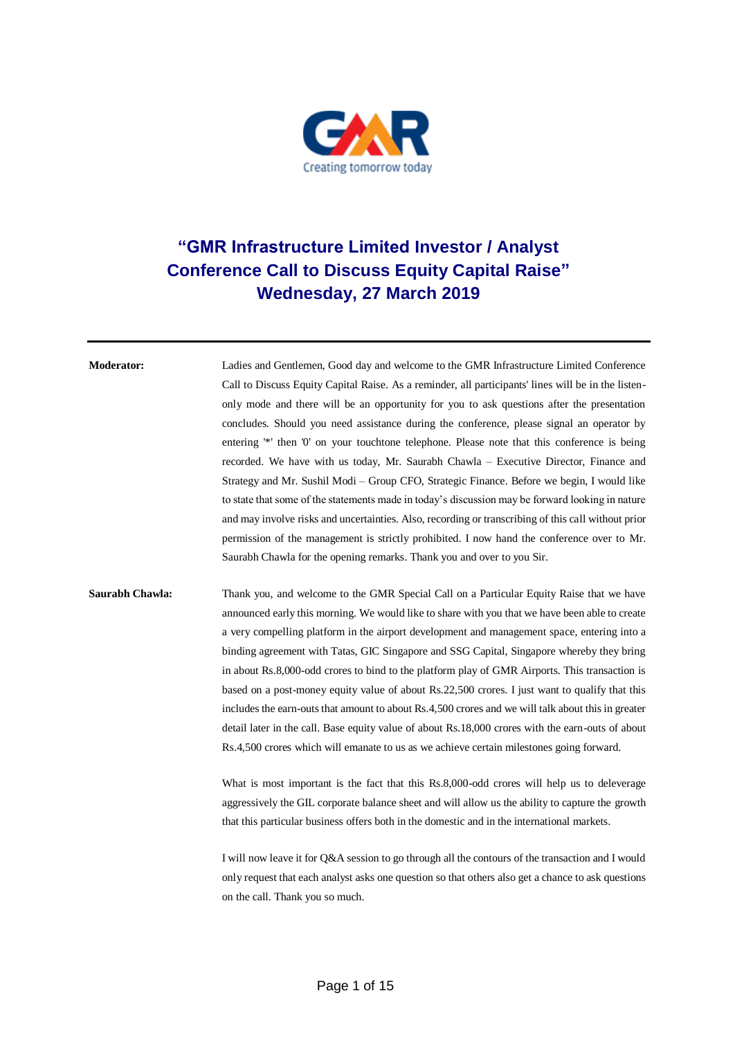# "GMR Infrastructure Limited Investor / Analyst Conference Call to Discuss Equity Capital Raise"
## Wednesday, 27 March 2019

---

**Moderator:** Ladies and Gentlemen, Good day and welcome to the GMR Infrastructure Limited Conference Call to Discuss Equity Capital Raise. As a reminder, all participants' lines will be in the listen-only mode and there will be an opportunity for you to ask questions after the presentation concludes. Should you need assistance during the conference, please signal an operator by entering '*' then '0' on your touchtone telephone. Please note that this conference is being recorded. We have with us today, Mr. Saurabh Chawla – Executive Director, Finance and Strategy and Mr. Sushil Modi – Group CFO, Strategic Finance. Before we begin, I would like to state that some of the statements made in today's discussion may be forward looking in nature and may involve risks and uncertainties. Also, recording or transcribing of this call without prior permission of the management is strictly prohibited. I now hand the conference over to Mr. Saurabh Chawla for the opening remarks. Thank you and over to you Sir.

**Saurabh Chawla:** Thank you, and welcome to the GMR Special Call on a Particular Equity Raise that we have announced early this morning. We would like to share with you that we have been able to create a very compelling platform in the airport development and management space, entering into a binding agreement with Tatas, GIC Singapore and SSG Capital, Singapore whereby they bring in about Rs.8,000-odd crores to bind to the platform play of GMR Airports. This transaction is based on a post-money equity value of about Rs.22,500 crores. I just want to qualify that this includes the earn-outs that amount to about Rs.4,500 crores and we will talk about this in greater detail later in the call. Base equity value of about Rs.18,000 crores with the earn-outs of about Rs.4,500 crores which will emanate to us as we achieve certain milestones going forward.

What is most important is the fact that this Rs.8,000-odd crores will help us to deleverage aggressively the GIL corporate balance sheet and will allow us the ability to capture the growth that this particular business offers both in the domestic and in the international markets.

I will now leave it for Q&A session to go through all the contours of the transaction and I would only request that each analyst asks one question so that others also get a chance to ask questions on the call. Thank you so much.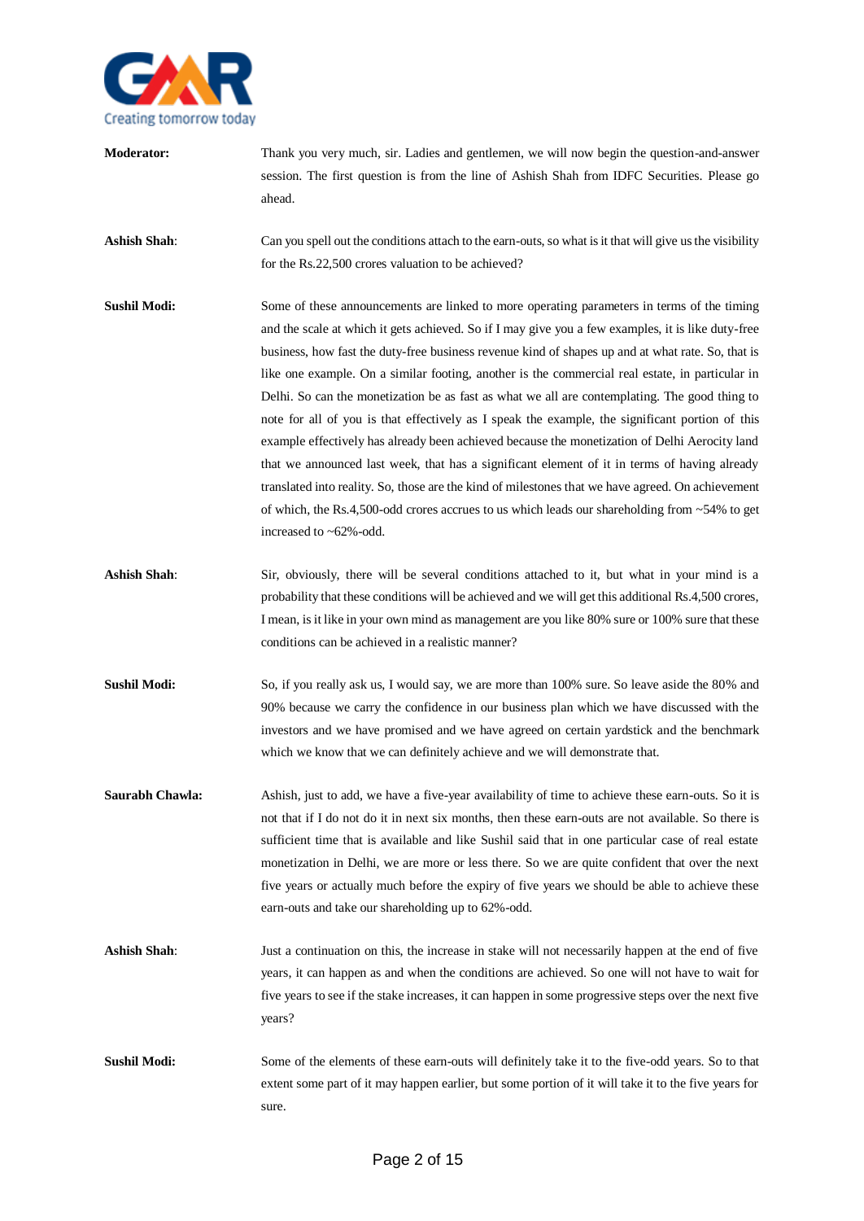**Moderator:** Thank you very much, sir. Ladies and gentlemen, we will now begin the question-and-answer session. The first question is from the line of Ashish Shah from IDFC Securities. Please go ahead.

**Ashish Shah**: Can you spell out the conditions attach to the earn-outs, so what is it that will give us the visibility for the Rs.22,500 crores valuation to be achieved?

**Sushil Modi:** Some of these announcements are linked to more operating parameters in terms of the timing and the scale at which it gets achieved. So if I may give you a few examples, it is like duty-free business, how fast the duty-free business revenue kind of shapes up and at what rate. So, that is like one example. On a similar footing, another is the commercial real estate, in particular in Delhi. So can the monetization be as fast as what we all are contemplating. The good thing to note for all of you is that effectively as I speak the example, the significant portion of this example effectively has already been achieved because the monetization of Delhi Aerocity land that we announced last week, that has a significant element of it in terms of having already translated into reality. So, those are the kind of milestones that we have agreed. On achievement of which, the Rs.4,500-odd crores accrues to us which leads our shareholding from ~54% to get increased to ~62%-odd.

**Ashish Shah**: Sir, obviously, there will be several conditions attached to it, but what in your mind is a probability that these conditions will be achieved and we will get this additional Rs.4,500 crores, I mean, is it like in your own mind as management are you like 80% sure or 100% sure that these conditions can be achieved in a realistic manner?

**Sushil Modi:** So, if you really ask us, I would say, we are more than 100% sure. So leave aside the 80% and 90% because we carry the confidence in our business plan which we have discussed with the investors and we have promised and we have agreed on certain yardstick and the benchmark which we know that we can definitely achieve and we will demonstrate that.

**Saurabh Chawla:** Ashish, just to add, we have a five-year availability of time to achieve these earn-outs. So it is not that if I do not do it in next six months, then these earn-outs are not available. So there is sufficient time that is available and like Sushil said that in one particular case of real estate monetization in Delhi, we are more or less there. So we are quite confident that over the next five years or actually much before the expiry of five years we should be able to achieve these earn-outs and take our shareholding up to 62%-odd.

**Ashish Shah**: Just a continuation on this, the increase in stake will not necessarily happen at the end of five years, it can happen as and when the conditions are achieved. So one will not have to wait for five years to see if the stake increases, it can happen in some progressive steps over the next five years?

**Sushil Modi:** Some of the elements of these earn-outs will definitely take it to the five-odd years. So to that extent some part of it may happen earlier, but some portion of it will take it to the five years for sure.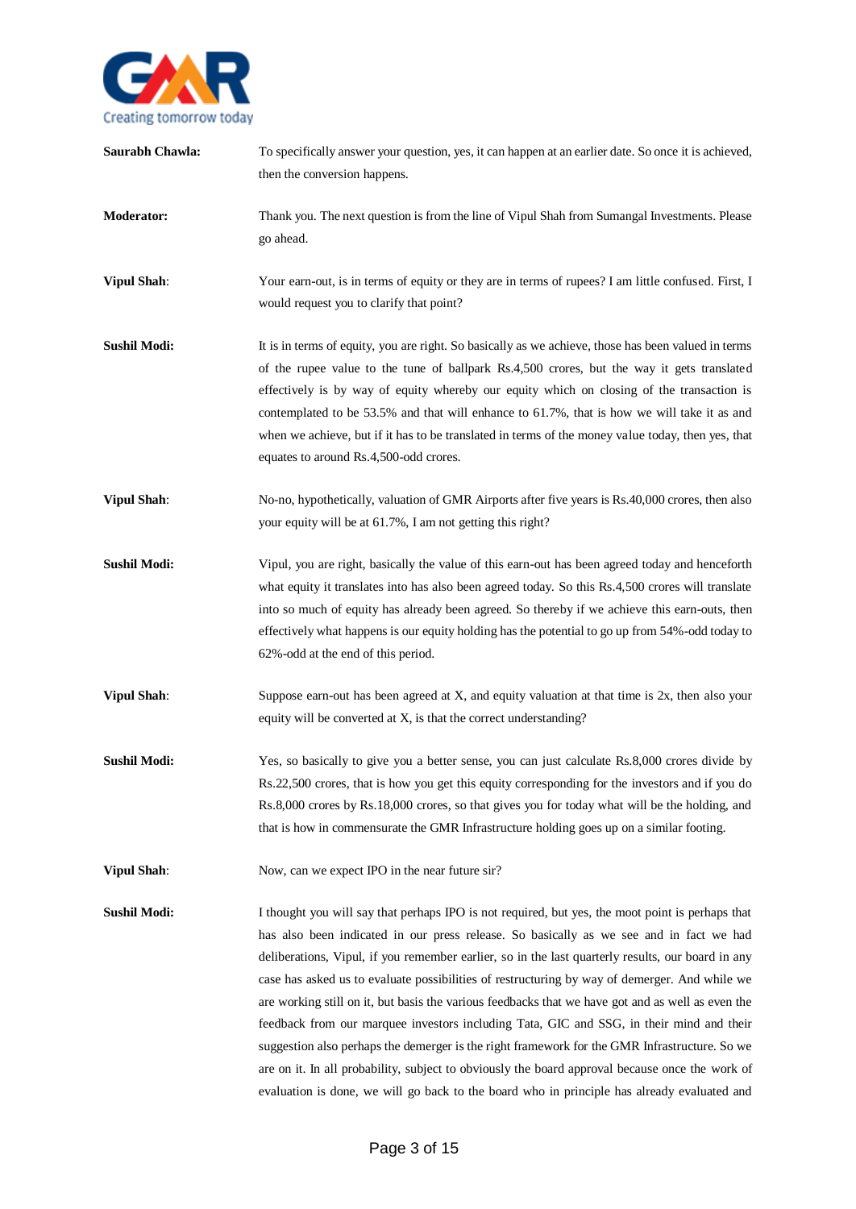**Saurabh Chawla:** To specifically answer your question, yes, it can happen at an earlier date. So once it is achieved, then the conversion happens.

**Moderator:** Thank you. The next question is from the line of Vipul Shah from Sumangal Investments. Please go ahead.

**Vipul Shah**: Your earn-out, is in terms of equity or they are in terms of rupees? I am little confused. First, I would request you to clarify that point?

**Sushil Modi:** It is in terms of equity, you are right. So basically as we achieve, those has been valued in terms of the rupee value to the tune of ballpark Rs.4,500 crores, but the way it gets translated effectively is by way of equity whereby our equity which on closing of the transaction is contemplated to be 53.5% and that will enhance to 61.7%, that is how we will take it as and when we achieve, but if it has to be translated in terms of the money value today, then yes, that equates to around Rs.4,500-odd crores.

**Vipul Shah**: No-no, hypothetically, valuation of GMR Airports after five years is Rs.40,000 crores, then also your equity will be at 61.7%, I am not getting this right?

**Sushil Modi:** Vipul, you are right, basically the value of this earn-out has been agreed today and henceforth what equity it translates into has also been agreed today. So this Rs.4,500 crores will translate into so much of equity has already been agreed. So thereby if we achieve this earn-outs, then effectively what happens is our equity holding has the potential to go up from 54%-odd today to 62%-odd at the end of this period.

**Vipul Shah**: Suppose earn-out has been agreed at X, and equity valuation at that time is 2x, then also your equity will be converted at X, is that the correct understanding?

**Sushil Modi:** Yes, so basically to give you a better sense, you can just calculate Rs.8,000 crores divide by Rs.22,500 crores, that is how you get this equity corresponding for the investors and if you do Rs.8,000 crores by Rs.18,000 crores, so that gives you for today what will be the holding, and that is how in commensurate the GMR Infrastructure holding goes up on a similar footing.

**Vipul Shah**: Now, can we expect IPO in the near future sir?

**Sushil Modi:** I thought you will say that perhaps IPO is not required, but yes, the moot point is perhaps that has also been indicated in our press release. So basically as we see and in fact we had deliberations, Vipul, if you remember earlier, so in the last quarterly results, our board in any case has asked us to evaluate possibilities of restructuring by way of demerger. And while we are working still on it, but basis the various feedbacks that we have got and as well as even the feedback from our marquee investors including Tata, GIC and SSG, in their mind and their suggestion also perhaps the demerger is the right framework for the GMR Infrastructure. So we are on it. In all probability, subject to obviously the board approval because once the work of evaluation is done, we will go back to the board who in principle has already evaluated and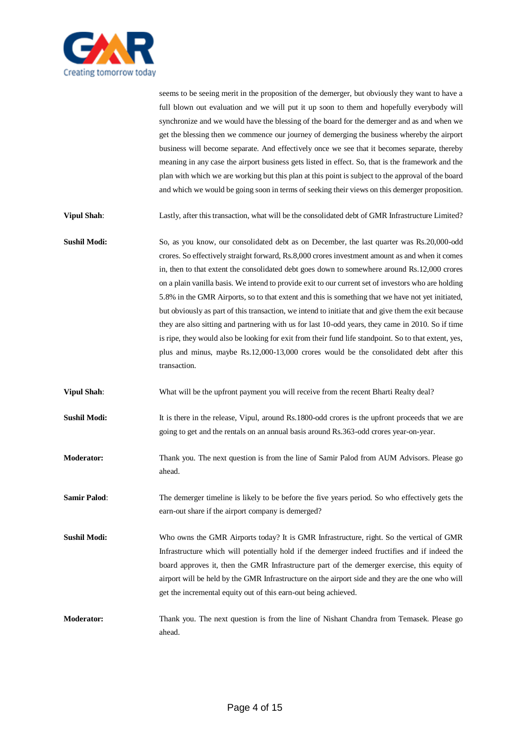seems to be seeing merit in the proposition of the demerger, but obviously they want to have a full blown out evaluation and we will put it up soon to them and hopefully everybody will synchronize and we would have the blessing of the board for the demerger and as and when we get the blessing then we commence our journey of demerging the business whereby the airport business will become separate. And effectively once we see that it becomes separate, thereby meaning in any case the airport business gets listed in effect. So, that is the framework and the plan with which we are working but this plan at this point is subject to the approval of the board and which we would be going soon in terms of seeking their views on this demerger proposition.

**Vipul Shah**: Lastly, after this transaction, what will be the consolidated debt of GMR Infrastructure Limited?

**Sushil Modi:** So, as you know, our consolidated debt as on December, the last quarter was Rs.20,000-odd crores. So effectively straight forward, Rs.8,000 crores investment amount as and when it comes in, then to that extent the consolidated debt goes down to somewhere around Rs.12,000 crores on a plain vanilla basis. We intend to provide exit to our current set of investors who are holding 5.8% in the GMR Airports, so to that extent and this is something that we have not yet initiated, but obviously as part of this transaction, we intend to initiate that and give them the exit because they are also sitting and partnering with us for last 10-odd years, they came in 2010. So if time is ripe, they would also be looking for exit from their fund life standpoint. So to that extent, yes, plus and minus, maybe Rs.12,000-13,000 crores would be the consolidated debt after this transaction.

**Vipul Shah**: What will be the upfront payment you will receive from the recent Bharti Realty deal?

**Sushil Modi:** It is there in the release, Vipul, around Rs.1800-odd crores is the upfront proceeds that we are going to get and the rentals on an annual basis around Rs.363-odd crores year-on-year.

**Moderator:** Thank you. The next question is from the line of Samir Palod from AUM Advisors. Please go ahead.

**Samir Palod**: The demerger timeline is likely to be before the five years period. So who effectively gets the earn-out share if the airport company is demerged?

**Sushil Modi:** Who owns the GMR Airports today? It is GMR Infrastructure, right. So the vertical of GMR Infrastructure which will potentially hold if the demerger indeed fructifies and if indeed the board approves it, then the GMR Infrastructure part of the demerger exercise, this equity of airport will be held by the GMR Infrastructure on the airport side and they are the one who will get the incremental equity out of this earn-out being achieved.

**Moderator:** Thank you. The next question is from the line of Nishant Chandra from Temasek. Please go ahead.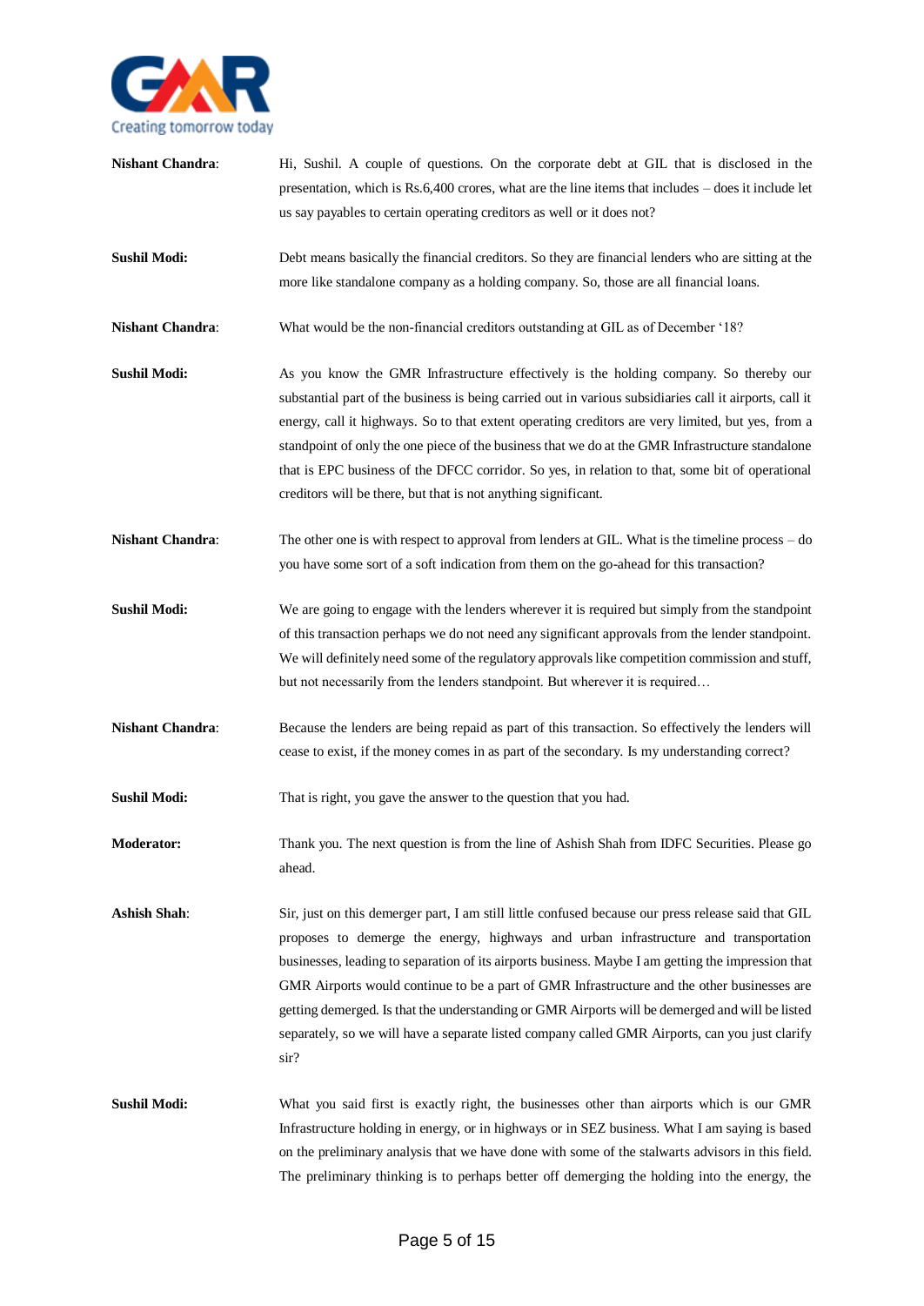**Nishant Chandra**: Hi, Sushil. A couple of questions. On the corporate debt at GIL that is disclosed in the presentation, which is Rs.6,400 crores, what are the line items that includes – does it include let us say payables to certain operating creditors as well or it does not?

**Sushil Modi:** Debt means basically the financial creditors. So they are financial lenders who are sitting at the more like standalone company as a holding company. So, those are all financial loans.

**Nishant Chandra**: What would be the non-financial creditors outstanding at GIL as of December '18?

**Sushil Modi:** As you know the GMR Infrastructure effectively is the holding company. So thereby our substantial part of the business is being carried out in various subsidiaries call it airports, call it energy, call it highways. So to that extent operating creditors are very limited, but yes, from a standpoint of only the one piece of the business that we do at the GMR Infrastructure standalone that is EPC business of the DFCC corridor. So yes, in relation to that, some bit of operational creditors will be there, but that is not anything significant.

**Nishant Chandra**: The other one is with respect to approval from lenders at GIL. What is the timeline process – do you have some sort of a soft indication from them on the go-ahead for this transaction?

**Sushil Modi:** We are going to engage with the lenders wherever it is required but simply from the standpoint of this transaction perhaps we do not need any significant approvals from the lender standpoint. We will definitely need some of the regulatory approvals like competition commission and stuff, but not necessarily from the lenders standpoint. But wherever it is required…

**Nishant Chandra**: Because the lenders are being repaid as part of this transaction. So effectively the lenders will cease to exist, if the money comes in as part of the secondary. Is my understanding correct?

**Sushil Modi:** That is right, you gave the answer to the question that you had.

**Moderator:** Thank you. The next question is from the line of Ashish Shah from IDFC Securities. Please go ahead.

**Ashish Shah**: Sir, just on this demerger part, I am still little confused because our press release said that GIL proposes to demerge the energy, highways and urban infrastructure and transportation businesses, leading to separation of its airports business. Maybe I am getting the impression that GMR Airports would continue to be a part of GMR Infrastructure and the other businesses are getting demerged. Is that the understanding or GMR Airports will be demerged and will be listed separately, so we will have a separate listed company called GMR Airports, can you just clarify sir?

**Sushil Modi:** What you said first is exactly right, the businesses other than airports which is our GMR Infrastructure holding in energy, or in highways or in SEZ business. What I am saying is based on the preliminary analysis that we have done with some of the stalwarts advisors in this field. The preliminary thinking is to perhaps better off demerging the holding into the energy, the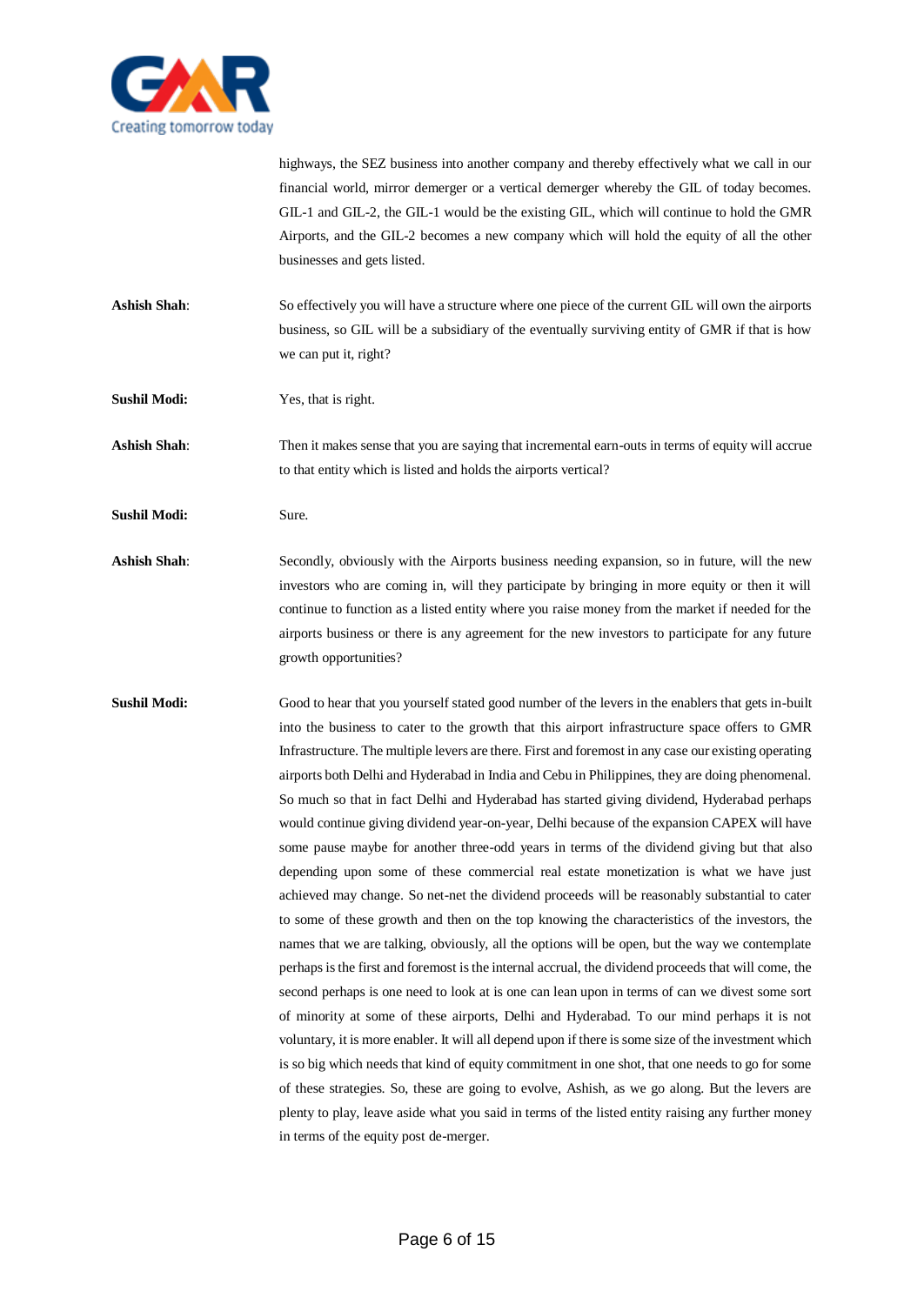highways, the SEZ business into another company and thereby effectively what we call in our financial world, mirror demerger or a vertical demerger whereby the GIL of today becomes. GIL-1 and GIL-2, the GIL-1 would be the existing GIL, which will continue to hold the GMR Airports, and the GIL-2 becomes a new company which will hold the equity of all the other businesses and gets listed.

**Ashish Shah**: So effectively you will have a structure where one piece of the current GIL will own the airports business, so GIL will be a subsidiary of the eventually surviving entity of GMR if that is how we can put it, right?

**Sushil Modi:** Yes, that is right.

**Ashish Shah**: Then it makes sense that you are saying that incremental earn-outs in terms of equity will accrue to that entity which is listed and holds the airports vertical?

**Sushil Modi:** Sure.

**Ashish Shah**: Secondly, obviously with the Airports business needing expansion, so in future, will the new investors who are coming in, will they participate by bringing in more equity or then it will continue to function as a listed entity where you raise money from the market if needed for the airports business or there is any agreement for the new investors to participate for any future growth opportunities?

**Sushil Modi:** Good to hear that you yourself stated good number of the levers in the enablers that gets in-built into the business to cater to the growth that this airport infrastructure space offers to GMR Infrastructure. The multiple levers are there. First and foremost in any case our existing operating airports both Delhi and Hyderabad in India and Cebu in Philippines, they are doing phenomenal. So much so that in fact Delhi and Hyderabad has started giving dividend, Hyderabad perhaps would continue giving dividend year-on-year, Delhi because of the expansion CAPEX will have some pause maybe for another three-odd years in terms of the dividend giving but that also depending upon some of these commercial real estate monetization is what we have just achieved may change. So net-net the dividend proceeds will be reasonably substantial to cater to some of these growth and then on the top knowing the characteristics of the investors, the names that we are talking, obviously, all the options will be open, but the way we contemplate perhaps is the first and foremost is the internal accrual, the dividend proceeds that will come, the second perhaps is one need to look at is one can lean upon in terms of can we divest some sort of minority at some of these airports, Delhi and Hyderabad. To our mind perhaps it is not voluntary, it is more enabler. It will all depend upon if there is some size of the investment which is so big which needs that kind of equity commitment in one shot, that one needs to go for some of these strategies. So, these are going to evolve, Ashish, as we go along. But the levers are plenty to play, leave aside what you said in terms of the listed entity raising any further money in terms of the equity post de-merger.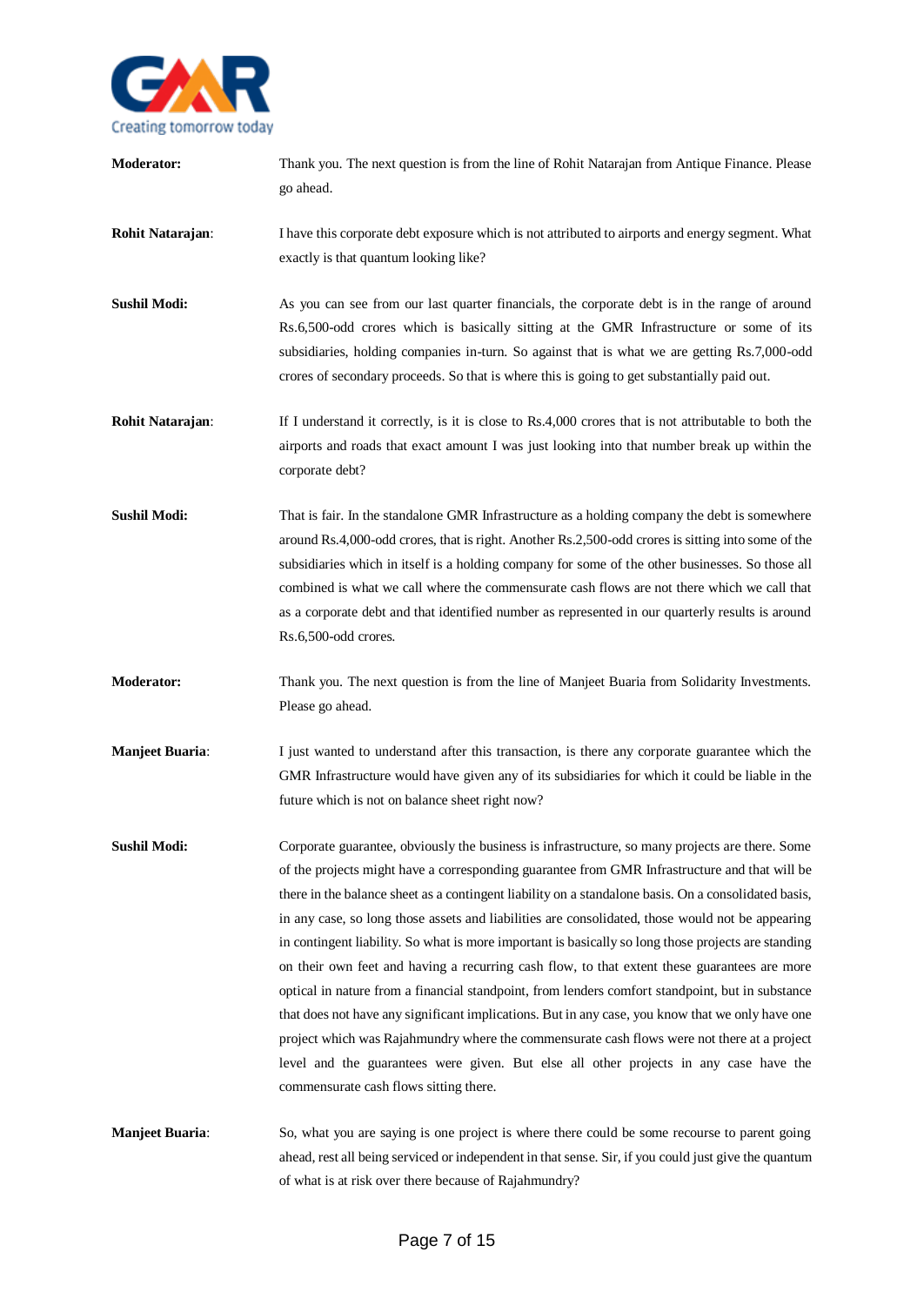**Moderator:** Thank you. The next question is from the line of Rohit Natarajan from Antique Finance. Please go ahead.

**Rohit Natarajan**: I have this corporate debt exposure which is not attributed to airports and energy segment. What exactly is that quantum looking like?

**Sushil Modi:** As you can see from our last quarter financials, the corporate debt is in the range of around Rs.6,500-odd crores which is basically sitting at the GMR Infrastructure or some of its subsidiaries, holding companies in-turn. So against that is what we are getting Rs.7,000-odd crores of secondary proceeds. So that is where this is going to get substantially paid out.

**Rohit Natarajan**: If I understand it correctly, is it is close to Rs.4,000 crores that is not attributable to both the airports and roads that exact amount I was just looking into that number break up within the corporate debt?

**Sushil Modi:** That is fair. In the standalone GMR Infrastructure as a holding company the debt is somewhere around Rs.4,000-odd crores, that is right. Another Rs.2,500-odd crores is sitting into some of the subsidiaries which in itself is a holding company for some of the other businesses. So those all combined is what we call where the commensurate cash flows are not there which we call that as a corporate debt and that identified number as represented in our quarterly results is around Rs.6,500-odd crores.

**Moderator:** Thank you. The next question is from the line of Manjeet Buaria from Solidarity Investments. Please go ahead.

**Manjeet Buaria**: I just wanted to understand after this transaction, is there any corporate guarantee which the GMR Infrastructure would have given any of its subsidiaries for which it could be liable in the future which is not on balance sheet right now?

**Sushil Modi:** Corporate guarantee, obviously the business is infrastructure, so many projects are there. Some of the projects might have a corresponding guarantee from GMR Infrastructure and that will be there in the balance sheet as a contingent liability on a standalone basis. On a consolidated basis, in any case, so long those assets and liabilities are consolidated, those would not be appearing in contingent liability. So what is more important is basically so long those projects are standing on their own feet and having a recurring cash flow, to that extent these guarantees are more optical in nature from a financial standpoint, from lenders comfort standpoint, but in substance that does not have any significant implications. But in any case, you know that we only have one project which was Rajahmundry where the commensurate cash flows were not there at a project level and the guarantees were given. But else all other projects in any case have the commensurate cash flows sitting there.

**Manjeet Buaria**: So, what you are saying is one project is where there could be some recourse to parent going ahead, rest all being serviced or independent in that sense. Sir, if you could just give the quantum of what is at risk over there because of Rajahmundry?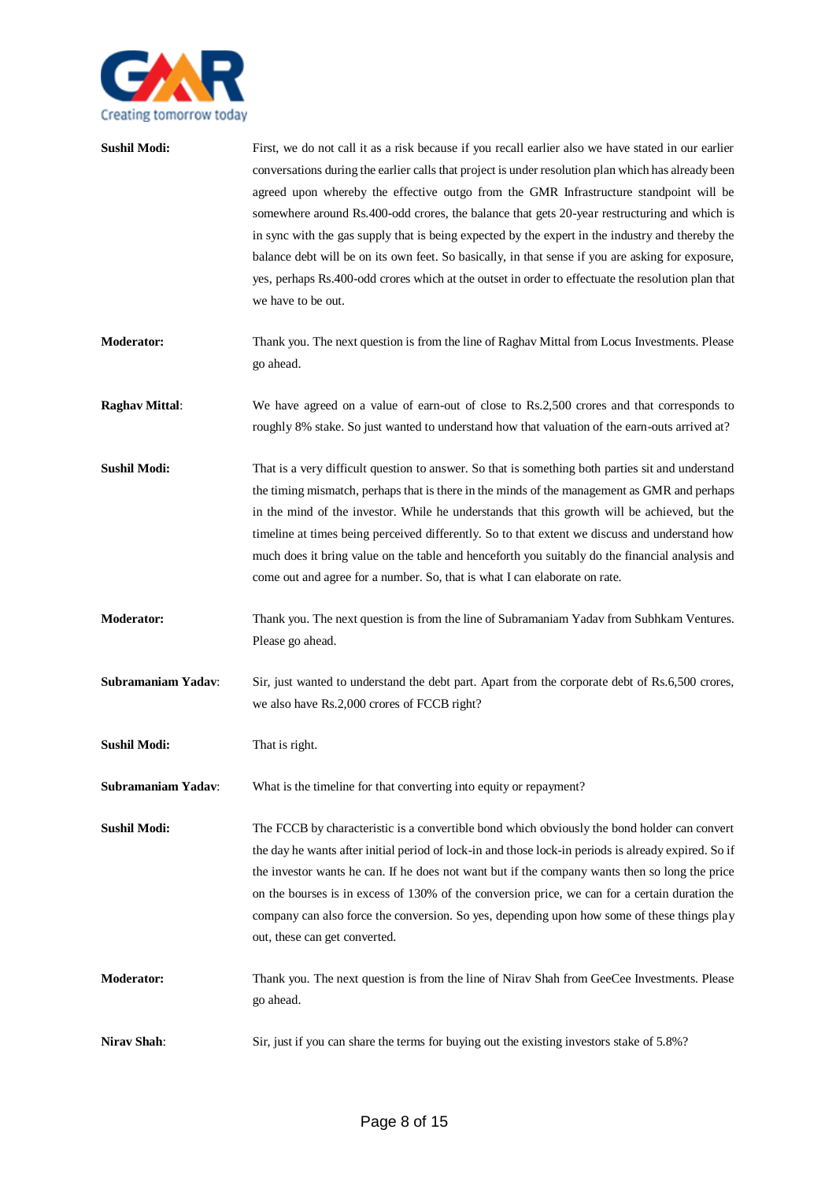**Sushil Modi:** First, we do not call it as a risk because if you recall earlier also we have stated in our earlier conversations during the earlier calls that project is under resolution plan which has already been agreed upon whereby the effective outgo from the GMR Infrastructure standpoint will be somewhere around Rs.400-odd crores, the balance that gets 20-year restructuring and which is in sync with the gas supply that is being expected by the expert in the industry and thereby the balance debt will be on its own feet. So basically, in that sense if you are asking for exposure, yes, perhaps Rs.400-odd crores which at the outset in order to effectuate the resolution plan that we have to be out.

**Moderator:** Thank you. The next question is from the line of Raghav Mittal from Locus Investments. Please go ahead.

**Raghav Mittal**: We have agreed on a value of earn-out of close to Rs.2,500 crores and that corresponds to roughly 8% stake. So just wanted to understand how that valuation of the earn-outs arrived at?

**Sushil Modi:** That is a very difficult question to answer. So that is something both parties sit and understand the timing mismatch, perhaps that is there in the minds of the management as GMR and perhaps in the mind of the investor. While he understands that this growth will be achieved, but the timeline at times being perceived differently. So to that extent we discuss and understand how much does it bring value on the table and henceforth you suitably do the financial analysis and come out and agree for a number. So, that is what I can elaborate on rate.

**Moderator:** Thank you. The next question is from the line of Subramaniam Yadav from Subhkam Ventures. Please go ahead.

**Subramaniam Yadav**: Sir, just wanted to understand the debt part. Apart from the corporate debt of Rs.6,500 crores, we also have Rs.2,000 crores of FCCB right?

**Sushil Modi:** That is right.

**Subramaniam Yadav**: What is the timeline for that converting into equity or repayment?

**Sushil Modi:** The FCCB by characteristic is a convertible bond which obviously the bond holder can convert the day he wants after initial period of lock-in and those lock-in periods is already expired. So if the investor wants he can. If he does not want but if the company wants then so long the price on the bourses is in excess of 130% of the conversion price, we can for a certain duration the company can also force the conversion. So yes, depending upon how some of these things play out, these can get converted.

**Moderator:** Thank you. The next question is from the line of Nirav Shah from GeeCee Investments. Please go ahead.

**Nirav Shah**: Sir, just if you can share the terms for buying out the existing investors stake of 5.8%?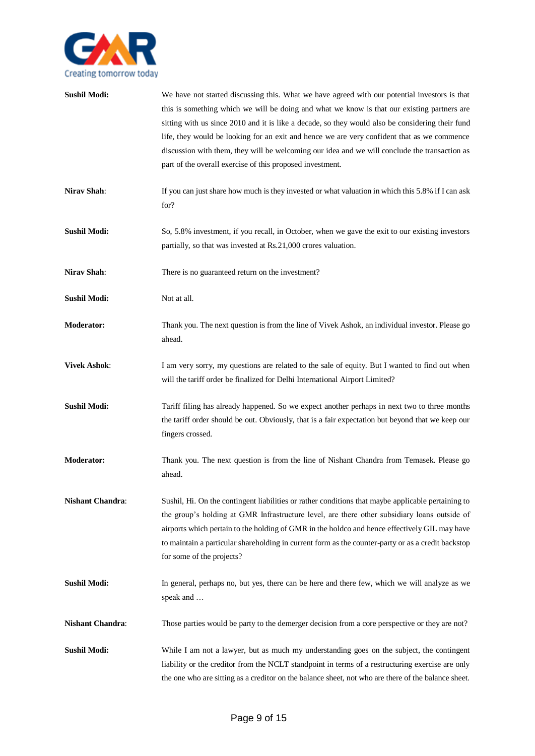**Sushil Modi:** We have not started discussing this. What we have agreed with our potential investors is that this is something which we will be doing and what we know is that our existing partners are sitting with us since 2010 and it is like a decade, so they would also be considering their fund life, they would be looking for an exit and hence we are very confident that as we commence discussion with them, they will be welcoming our idea and we will conclude the transaction as part of the overall exercise of this proposed investment.

**Nirav Shah**: If you can just share how much is they invested or what valuation in which this 5.8% if I can ask for?

**Sushil Modi:** So, 5.8% investment, if you recall, in October, when we gave the exit to our existing investors partially, so that was invested at Rs.21,000 crores valuation.

**Nirav Shah**: There is no guaranteed return on the investment?

**Sushil Modi:** Not at all.

**Moderator:** Thank you. The next question is from the line of Vivek Ashok, an individual investor. Please go ahead.

**Vivek Ashok**: I am very sorry, my questions are related to the sale of equity. But I wanted to find out when will the tariff order be finalized for Delhi International Airport Limited?

**Sushil Modi:** Tariff filing has already happened. So we expect another perhaps in next two to three months the tariff order should be out. Obviously, that is a fair expectation but beyond that we keep our fingers crossed.

**Moderator:** Thank you. The next question is from the line of Nishant Chandra from Temasek. Please go ahead.

**Nishant Chandra**: Sushil, Hi. On the contingent liabilities or rather conditions that maybe applicable pertaining to the group's holding at GMR Infrastructure level, are there other subsidiary loans outside of airports which pertain to the holding of GMR in the holdco and hence effectively GIL may have to maintain a particular shareholding in current form as the counter-party or as a credit backstop for some of the projects?

**Sushil Modi:** In general, perhaps no, but yes, there can be here and there few, which we will analyze as we speak and …

**Nishant Chandra**: Those parties would be party to the demerger decision from a core perspective or they are not?

**Sushil Modi:** While I am not a lawyer, but as much my understanding goes on the subject, the contingent liability or the creditor from the NCLT standpoint in terms of a restructuring exercise are only the one who are sitting as a creditor on the balance sheet, not who are there of the balance sheet.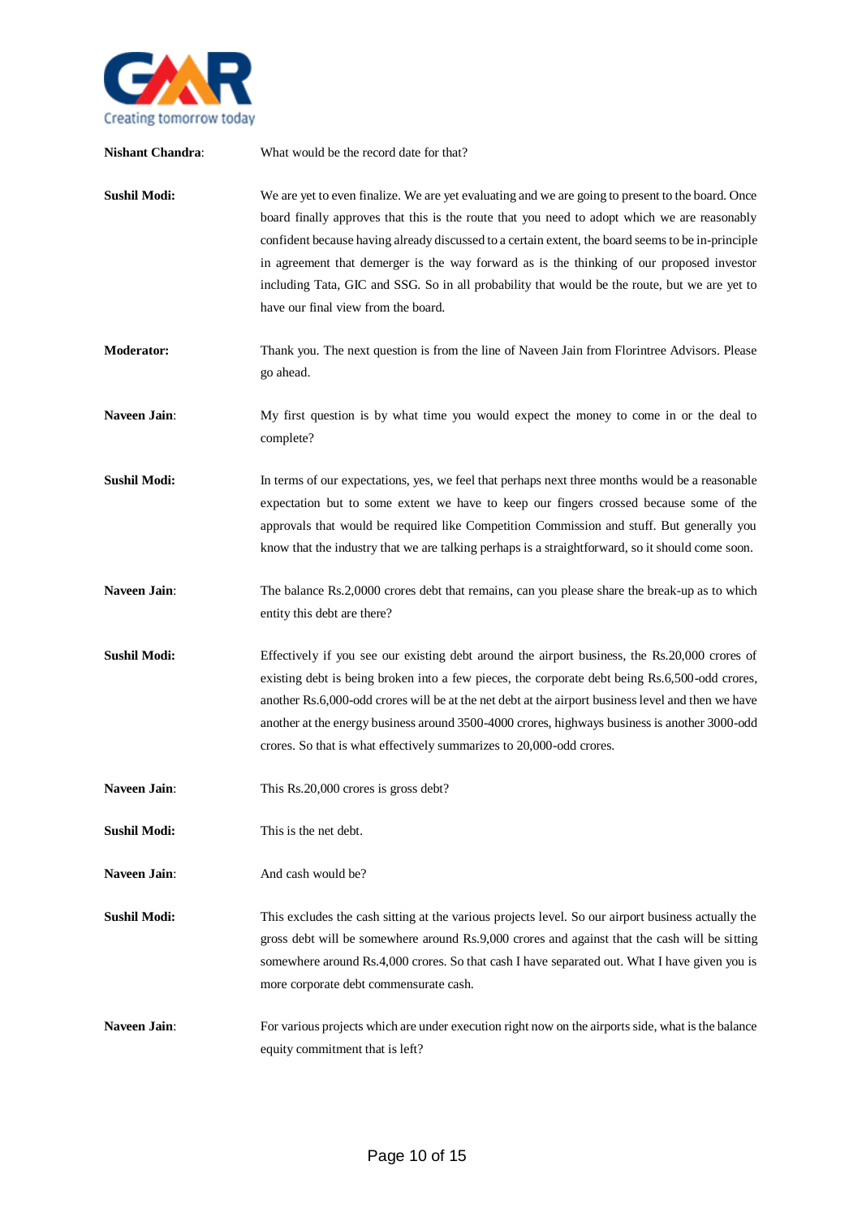**Nishant Chandra**: What would be the record date for that?

**Sushil Modi:** We are yet to even finalize. We are yet evaluating and we are going to present to the board. Once board finally approves that this is the route that you need to adopt which we are reasonably confident because having already discussed to a certain extent, the board seems to be in-principle in agreement that demerger is the way forward as is the thinking of our proposed investor including Tata, GIC and SSG. So in all probability that would be the route, but we are yet to have our final view from the board.

**Moderator:** Thank you. The next question is from the line of Naveen Jain from Florintree Advisors. Please go ahead.

**Naveen Jain**: My first question is by what time you would expect the money to come in or the deal to complete?

**Sushil Modi:** In terms of our expectations, yes, we feel that perhaps next three months would be a reasonable expectation but to some extent we have to keep our fingers crossed because some of the approvals that would be required like Competition Commission and stuff. But generally you know that the industry that we are talking perhaps is a straightforward, so it should come soon.

**Naveen Jain**: The balance Rs.2,0000 crores debt that remains, can you please share the break-up as to which entity this debt are there?

**Sushil Modi:** Effectively if you see our existing debt around the airport business, the Rs.20,000 crores of existing debt is being broken into a few pieces, the corporate debt being Rs.6,500-odd crores, another Rs.6,000-odd crores will be at the net debt at the airport business level and then we have another at the energy business around 3500-4000 crores, highways business is another 3000-odd crores. So that is what effectively summarizes to 20,000-odd crores.

**Naveen Jain**: This Rs.20,000 crores is gross debt?

**Sushil Modi:** This is the net debt.

**Naveen Jain**: And cash would be?

**Sushil Modi:** This excludes the cash sitting at the various projects level. So our airport business actually the gross debt will be somewhere around Rs.9,000 crores and against that the cash will be sitting somewhere around Rs.4,000 crores. So that cash I have separated out. What I have given you is more corporate debt commensurate cash.

**Naveen Jain**: For various projects which are under execution right now on the airports side, what is the balance equity commitment that is left?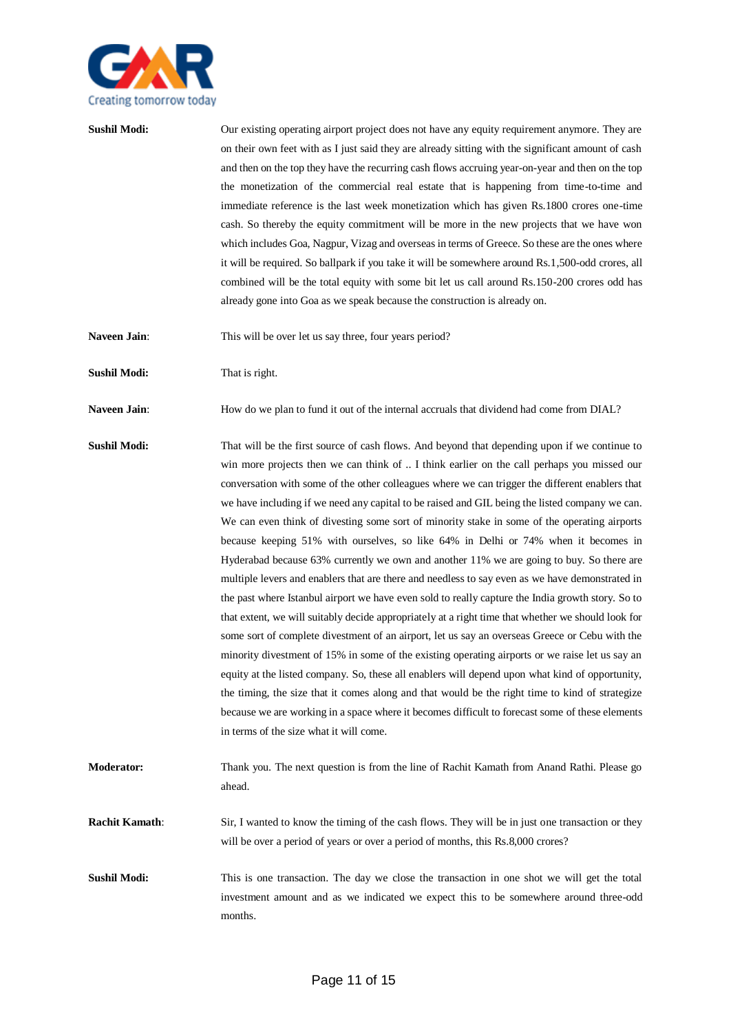**Sushil Modi:** Our existing operating airport project does not have any equity requirement anymore. They are on their own feet with as I just said they are already sitting with the significant amount of cash and then on the top they have the recurring cash flows accruing year-on-year and then on the top the monetization of the commercial real estate that is happening from time-to-time and immediate reference is the last week monetization which has given Rs.1800 crores one-time cash. So thereby the equity commitment will be more in the new projects that we have won which includes Goa, Nagpur, Vizag and overseas in terms of Greece. So these are the ones where it will be required. So ballpark if you take it will be somewhere around Rs.1,500-odd crores, all combined will be the total equity with some bit let us call around Rs.150-200 crores odd has already gone into Goa as we speak because the construction is already on.

**Naveen Jain**: This will be over let us say three, four years period?

**Sushil Modi:** That is right.

**Naveen Jain**: How do we plan to fund it out of the internal accruals that dividend had come from DIAL?

**Sushil Modi:** That will be the first source of cash flows. And beyond that depending upon if we continue to win more projects then we can think of .. I think earlier on the call perhaps you missed our conversation with some of the other colleagues where we can trigger the different enablers that we have including if we need any capital to be raised and GIL being the listed company we can. We can even think of divesting some sort of minority stake in some of the operating airports because keeping 51% with ourselves, so like 64% in Delhi or 74% when it becomes in Hyderabad because 63% currently we own and another 11% we are going to buy. So there are multiple levers and enablers that are there and needless to say even as we have demonstrated in the past where Istanbul airport we have even sold to really capture the India growth story. So to that extent, we will suitably decide appropriately at a right time that whether we should look for some sort of complete divestment of an airport, let us say an overseas Greece or Cebu with the minority divestment of 15% in some of the existing operating airports or we raise let us say an equity at the listed company. So, these all enablers will depend upon what kind of opportunity, the timing, the size that it comes along and that would be the right time to kind of strategize because we are working in a space where it becomes difficult to forecast some of these elements in terms of the size what it will come.

**Moderator:** Thank you. The next question is from the line of Rachit Kamath from Anand Rathi. Please go ahead.

**Rachit Kamath**: Sir, I wanted to know the timing of the cash flows. They will be in just one transaction or they will be over a period of years or over a period of months, this Rs.8,000 crores?

**Sushil Modi:** This is one transaction. The day we close the transaction in one shot we will get the total investment amount and as we indicated we expect this to be somewhere around three-odd months.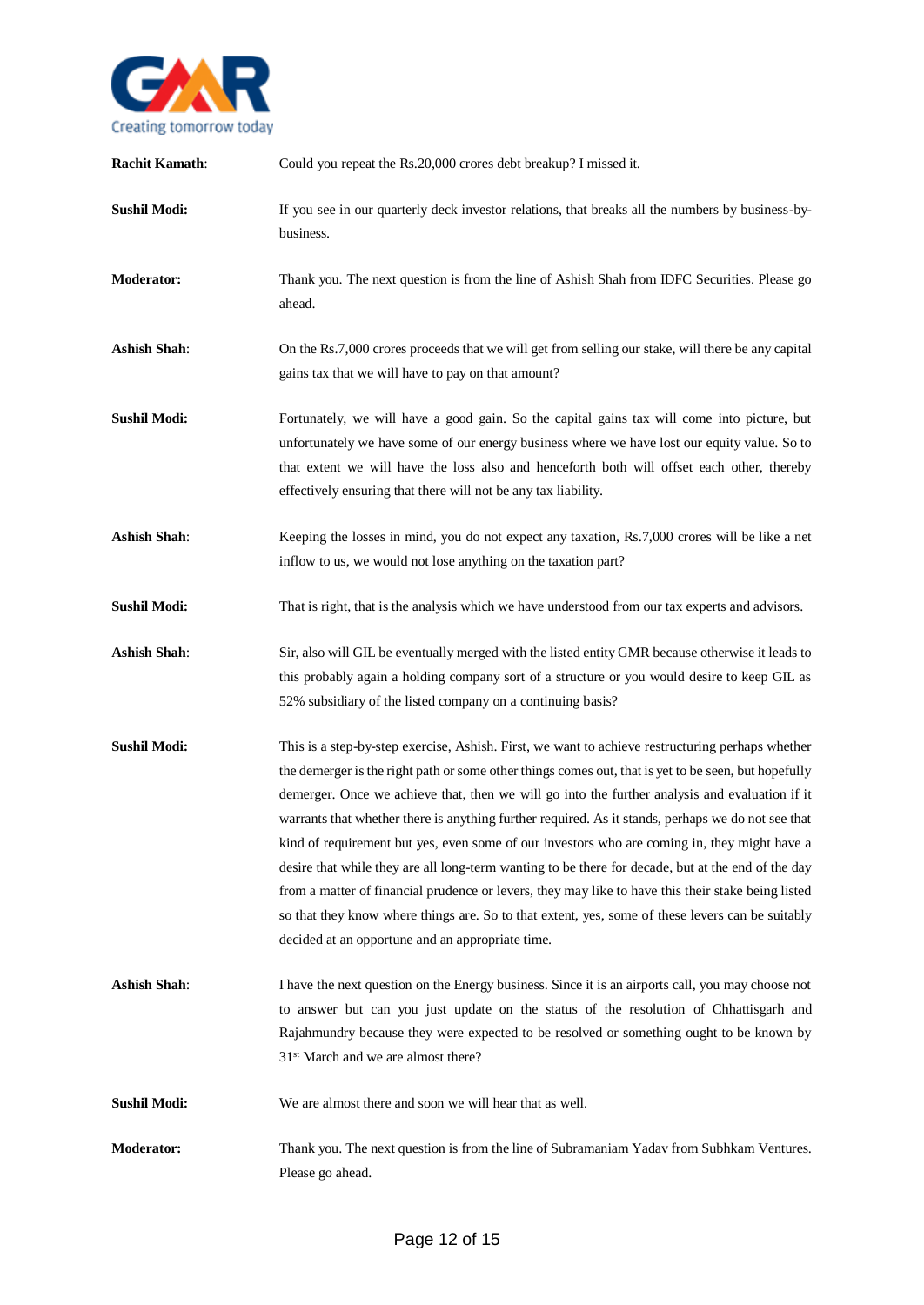**Rachit Kamath**: Could you repeat the Rs.20,000 crores debt breakup? I missed it.

**Sushil Modi:** If you see in our quarterly deck investor relations, that breaks all the numbers by business-by-business.

**Moderator:** Thank you. The next question is from the line of Ashish Shah from IDFC Securities. Please go ahead.

**Ashish Shah**: On the Rs.7,000 crores proceeds that we will get from selling our stake, will there be any capital gains tax that we will have to pay on that amount?

**Sushil Modi:** Fortunately, we will have a good gain. So the capital gains tax will come into picture, but unfortunately we have some of our energy business where we have lost our equity value. So to that extent we will have the loss also and henceforth both will offset each other, thereby effectively ensuring that there will not be any tax liability.

**Ashish Shah**: Keeping the losses in mind, you do not expect any taxation, Rs.7,000 crores will be like a net inflow to us, we would not lose anything on the taxation part?

**Sushil Modi:** That is right, that is the analysis which we have understood from our tax experts and advisors.

**Ashish Shah**: Sir, also will GIL be eventually merged with the listed entity GMR because otherwise it leads to this probably again a holding company sort of a structure or you would desire to keep GIL as 52% subsidiary of the listed company on a continuing basis?

**Sushil Modi:** This is a step-by-step exercise, Ashish. First, we want to achieve restructuring perhaps whether the demerger is the right path or some other things comes out, that is yet to be seen, but hopefully demerger. Once we achieve that, then we will go into the further analysis and evaluation if it warrants that whether there is anything further required. As it stands, perhaps we do not see that kind of requirement but yes, even some of our investors who are coming in, they might have a desire that while they are all long-term wanting to be there for decade, but at the end of the day from a matter of financial prudence or levers, they may like to have this their stake being listed so that they know where things are. So to that extent, yes, some of these levers can be suitably decided at an opportune and an appropriate time.

**Ashish Shah**: I have the next question on the Energy business. Since it is an airports call, you may choose not to answer but can you just update on the status of the resolution of Chhattisgarh and Rajahmundry because they were expected to be resolved or something ought to be known by 31st March and we are almost there?

**Sushil Modi:** We are almost there and soon we will hear that as well.

**Moderator:** Thank you. The next question is from the line of Subramaniam Yadav from Subhkam Ventures. Please go ahead.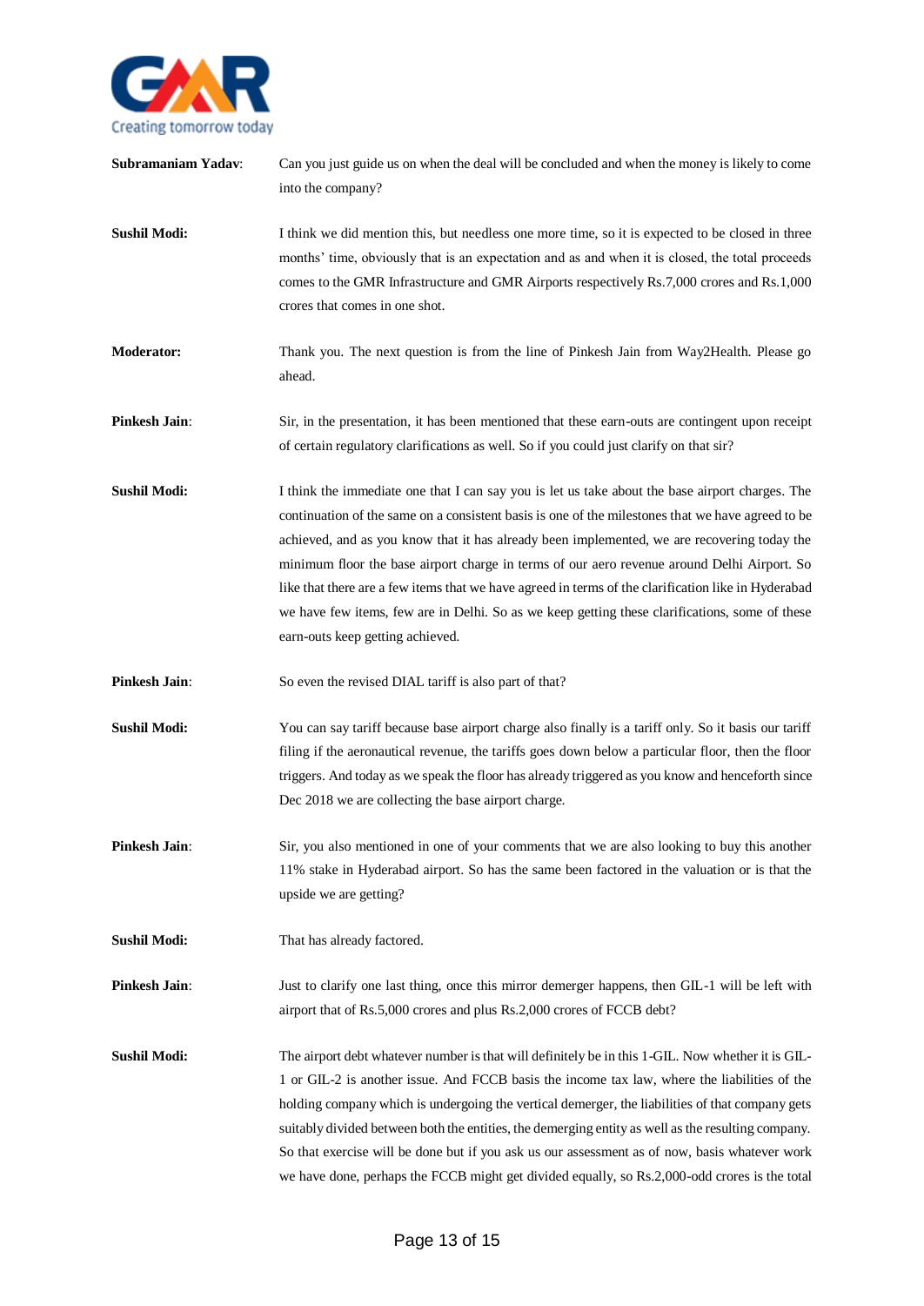**Subramaniam Yadav**: Can you just guide us on when the deal will be concluded and when the money is likely to come into the company?

**Sushil Modi:** I think we did mention this, but needless one more time, so it is expected to be closed in three months' time, obviously that is an expectation and as and when it is closed, the total proceeds comes to the GMR Infrastructure and GMR Airports respectively Rs.7,000 crores and Rs.1,000 crores that comes in one shot.

**Moderator:** Thank you. The next question is from the line of Pinkesh Jain from Way2Health. Please go ahead.

**Pinkesh Jain**: Sir, in the presentation, it has been mentioned that these earn-outs are contingent upon receipt of certain regulatory clarifications as well. So if you could just clarify on that sir?

**Sushil Modi:** I think the immediate one that I can say you is let us take about the base airport charges. The continuation of the same on a consistent basis is one of the milestones that we have agreed to be achieved, and as you know that it has already been implemented, we are recovering today the minimum floor the base airport charge in terms of our aero revenue around Delhi Airport. So like that there are a few items that we have agreed in terms of the clarification like in Hyderabad we have few items, few are in Delhi. So as we keep getting these clarifications, some of these earn-outs keep getting achieved.

**Pinkesh Jain**: So even the revised DIAL tariff is also part of that?

**Sushil Modi:** You can say tariff because base airport charge also finally is a tariff only. So it basis our tariff filing if the aeronautical revenue, the tariffs goes down below a particular floor, then the floor triggers. And today as we speak the floor has already triggered as you know and henceforth since Dec 2018 we are collecting the base airport charge.

**Pinkesh Jain**: Sir, you also mentioned in one of your comments that we are also looking to buy this another 11% stake in Hyderabad airport. So has the same been factored in the valuation or is that the upside we are getting?

**Sushil Modi:** That has already factored.

**Pinkesh Jain**: Just to clarify one last thing, once this mirror demerger happens, then GIL-1 will be left with airport that of Rs.5,000 crores and plus Rs.2,000 crores of FCCB debt?

**Sushil Modi:** The airport debt whatever number is that will definitely be in this 1-GIL. Now whether it is GIL-1 or GIL-2 is another issue. And FCCB basis the income tax law, where the liabilities of the holding company which is undergoing the vertical demerger, the liabilities of that company gets suitably divided between both the entities, the demerging entity as well as the resulting company. So that exercise will be done but if you ask us our assessment as of now, basis whatever work we have done, perhaps the FCCB might get divided equally, so Rs.2,000-odd crores is the total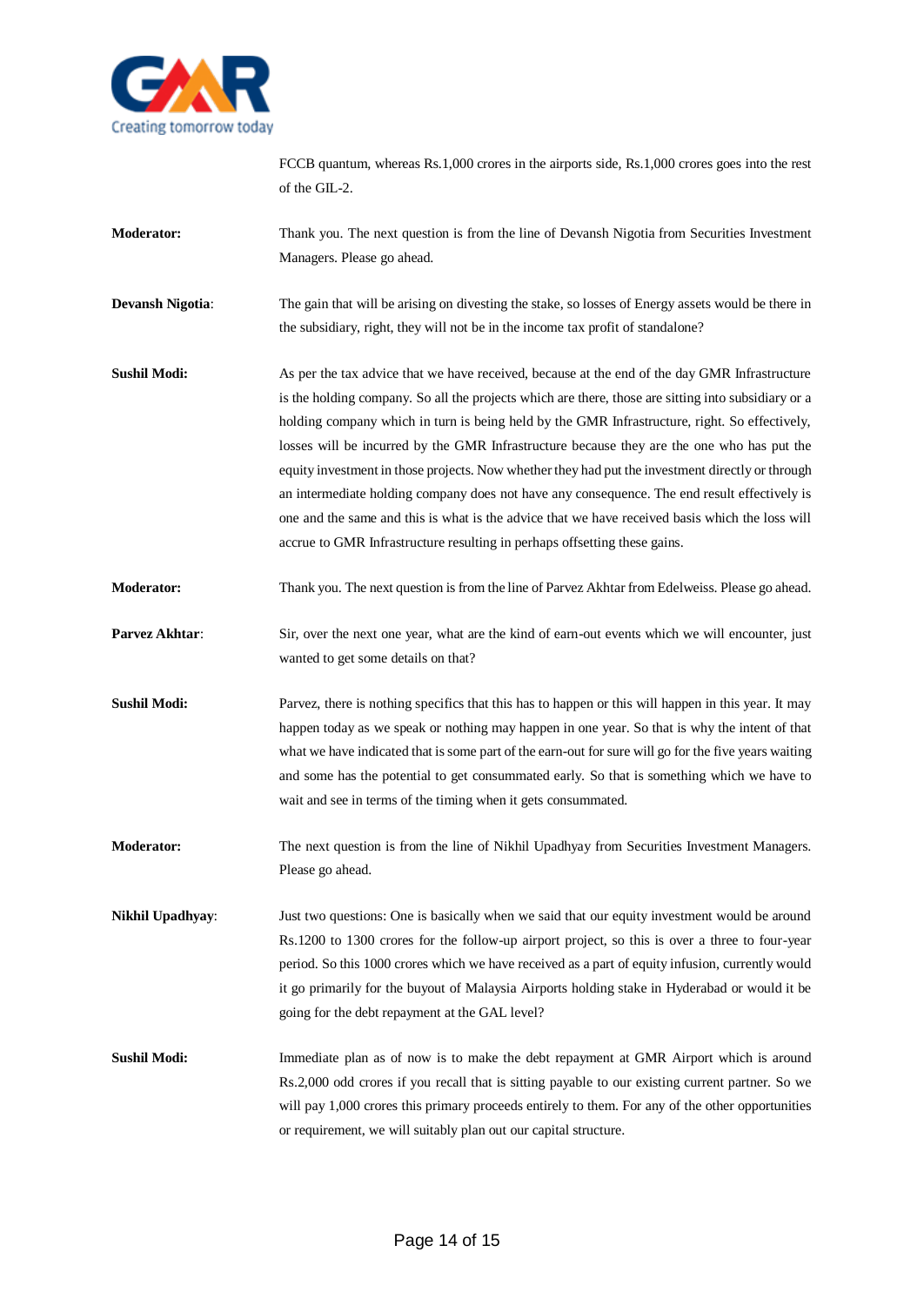FCCB quantum, whereas Rs.1,000 crores in the airports side, Rs.1,000 crores goes into the rest of the GIL-2.

**Moderator:** Thank you. The next question is from the line of Devansh Nigotia from Securities Investment Managers. Please go ahead.

**Devansh Nigotia**: The gain that will be arising on divesting the stake, so losses of Energy assets would be there in the subsidiary, right, they will not be in the income tax profit of standalone?

**Sushil Modi:** As per the tax advice that we have received, because at the end of the day GMR Infrastructure is the holding company. So all the projects which are there, those are sitting into subsidiary or a holding company which in turn is being held by the GMR Infrastructure, right. So effectively, losses will be incurred by the GMR Infrastructure because they are the one who has put the equity investment in those projects. Now whether they had put the investment directly or through an intermediate holding company does not have any consequence. The end result effectively is one and the same and this is what is the advice that we have received basis which the loss will accrue to GMR Infrastructure resulting in perhaps offsetting these gains.

**Moderator:** Thank you. The next question is from the line of Parvez Akhtar from Edelweiss. Please go ahead.

**Parvez Akhtar**: Sir, over the next one year, what are the kind of earn-out events which we will encounter, just wanted to get some details on that?

**Sushil Modi:** Parvez, there is nothing specifics that this has to happen or this will happen in this year. It may happen today as we speak or nothing may happen in one year. So that is why the intent of that what we have indicated that is some part of the earn-out for sure will go for the five years waiting and some has the potential to get consummated early. So that is something which we have to wait and see in terms of the timing when it gets consummated.

**Moderator:** The next question is from the line of Nikhil Upadhyay from Securities Investment Managers. Please go ahead.

**Nikhil Upadhyay**: Just two questions: One is basically when we said that our equity investment would be around Rs.1200 to 1300 crores for the follow-up airport project, so this is over a three to four-year period. So this 1000 crores which we have received as a part of equity infusion, currently would it go primarily for the buyout of Malaysia Airports holding stake in Hyderabad or would it be going for the debt repayment at the GAL level?

**Sushil Modi:** Immediate plan as of now is to make the debt repayment at GMR Airport which is around Rs.2,000 odd crores if you recall that is sitting payable to our existing current partner. So we will pay 1,000 crores this primary proceeds entirely to them. For any of the other opportunities or requirement, we will suitably plan out our capital structure.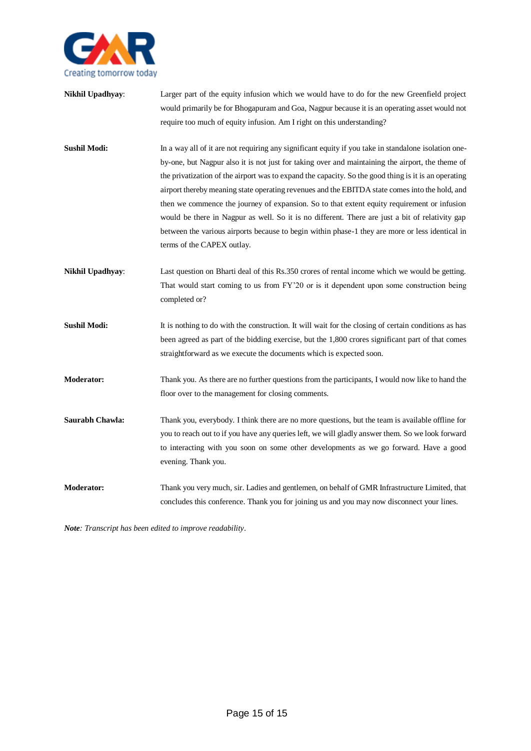**Nikhil Upadhyay**: Larger part of the equity infusion which we would have to do for the new Greenfield project would primarily be for Bhogapuram and Goa, Nagpur because it is an operating asset would not require too much of equity infusion. Am I right on this understanding?

**Sushil Modi:** In a way all of it are not requiring any significant equity if you take in standalone isolation one-by-one, but Nagpur also it is not just for taking over and maintaining the airport, the theme of the privatization of the airport was to expand the capacity. So the good thing is it is an operating airport thereby meaning state operating revenues and the EBITDA state comes into the hold, and then we commence the journey of expansion. So to that extent equity requirement or infusion would be there in Nagpur as well. So it is no different. There are just a bit of relativity gap between the various airports because to begin within phase-1 they are more or less identical in terms of the CAPEX outlay.

**Nikhil Upadhyay**: Last question on Bharti deal of this Rs.350 crores of rental income which we would be getting. That would start coming to us from FY'20 or is it dependent upon some construction being completed or?

**Sushil Modi:** It is nothing to do with the construction. It will wait for the closing of certain conditions as has been agreed as part of the bidding exercise, but the 1,800 crores significant part of that comes straightforward as we execute the documents which is expected soon.

**Moderator:** Thank you. As there are no further questions from the participants, I would now like to hand the floor over to the management for closing comments.

**Saurabh Chawla:** Thank you, everybody. I think there are no more questions, but the team is available offline for you to reach out to if you have any queries left, we will gladly answer them. So we look forward to interacting with you soon on some other developments as we go forward. Have a good evening. Thank you.

**Moderator:** Thank you very much, sir. Ladies and gentlemen, on behalf of GMR Infrastructure Limited, that concludes this conference. Thank you for joining us and you may now disconnect your lines.

***Note**: Transcript has been edited to improve readability*.